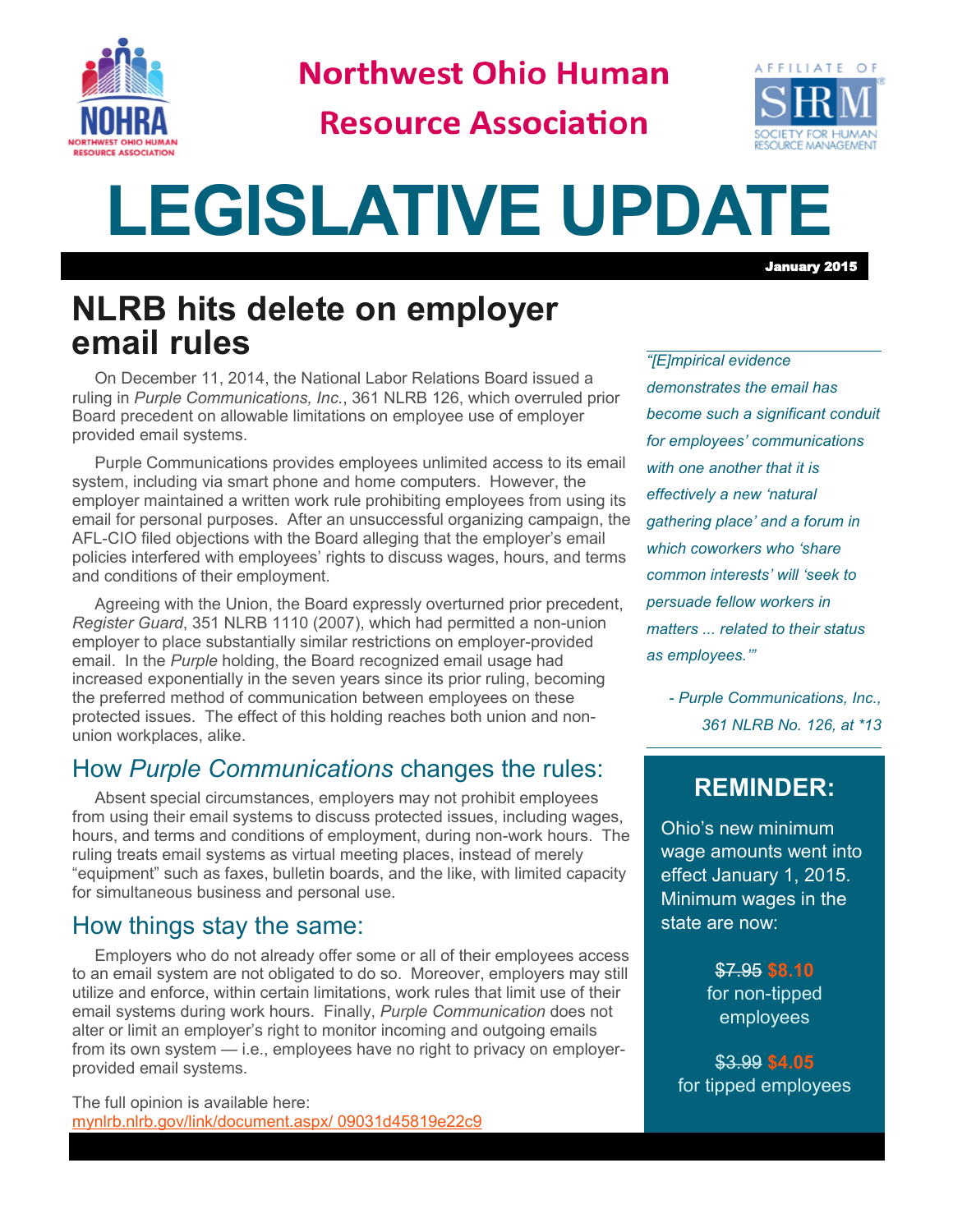# Northwest Ohio Human Resource Association

# LEGISLATIVE UPDATE

**January 2015**

## NLRB hits delete on employer email rules

On December 11, 2014, the National Labor Relations Board issued a ruling in *Purple Communications, Inc.*, 361 NLRB 126, which overruled prior Board precedent on allowable limitations on employee use of employer provided email systems.

Purple Communications provides employees unlimited access to its email system, including via smart phone and home computers. However, the employer maintained a written work rule prohibiting employees from using its email for personal purposes. After an unsuccessful organizing campaign, the AFL-CIO filed objections with the Board alleging that the employer's email policies interfered with employees' rights to discuss wages, hours, and terms and conditions of their employment.

Agreeing with the Union, the Board expressly overturned prior precedent, *Register Guard*, 351 NLRB 1110 (2007), which had permitted a non-union employer to place substantially similar restrictions on employer-provided email. In the *Purple* holding, the Board recognized email usage had increased exponentially in the seven years since its prior ruling, becoming the preferred method of communication between employees on these protected issues. The effect of this holding reaches both union and non-union workplaces, alike.

### How *Purple Communications* changes the rules:

Absent special circumstances, employers may not prohibit employees from using their email systems to discuss protected issues, including wages, hours, and terms and conditions of employment, during non-work hours. The ruling treats email systems as virtual meeting places, instead of merely "equipment" such as faxes, bulletin boards, and the like, with limited capacity for simultaneous business and personal use.

### How things stay the same:

Employers who do not already offer some or all of their employees access to an email system are not obligated to do so. Moreover, employers may still utilize and enforce, within certain limitations, work rules that limit use of their email systems during work hours. Finally, *Purple Communication* does not alter or limit an employer's right to monitor incoming and outgoing emails from its own system — i.e., employees have no right to privacy on employer-provided email systems.

The full opinion is available here:
mynlrb.nlrb.gov/link/document.aspx/ 09031d45819e22c9

---

*"[E]mpirical evidence demonstrates the email has become such a significant conduit for employees' communications with one another that it is effectively a new 'natural gathering place' and a forum in which coworkers who 'share common interests' will 'seek to persuade fellow workers in matters ... related to their status as employees.'"*

*- Purple Communications, Inc., 361 NLRB No. 126, at \*13*

---

## REMINDER:

Ohio's new minimum wage amounts went into effect January 1, 2015. Minimum wages in the state are now:

~~$7.95~~ **$8.10**
for non-tipped employees

~~$3.99~~ **$4.05**
for tipped employees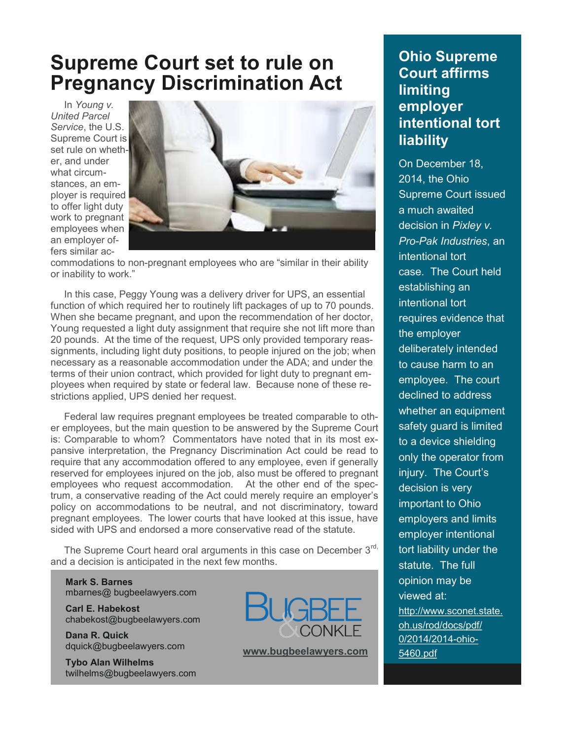# Supreme Court set to rule on Pregnancy Discrimination Act

In *Young v. United Parcel Service*, the U.S. Supreme Court is set rule on whether, and under what circumstances, an employer is required to offer light duty work to pregnant employees when an employer offers similar accommodations to non-pregnant employees who are "similar in their ability or inability to work."

In this case, Peggy Young was a delivery driver for UPS, an essential function of which required her to routinely lift packages of up to 70 pounds. When she became pregnant, and upon the recommendation of her doctor, Young requested a light duty assignment that require she not lift more than 20 pounds. At the time of the request, UPS only provided temporary reassignments, including light duty positions, to people injured on the job; when necessary as a reasonable accommodation under the ADA; and under the terms of their union contract, which provided for light duty to pregnant employees when required by state or federal law. Because none of these restrictions applied, UPS denied her request.

Federal law requires pregnant employees be treated comparable to other employees, but the main question to be answered by the Supreme Court is: Comparable to whom? Commentators have noted that in its most expansive interpretation, the Pregnancy Discrimination Act could be read to require that any accommodation offered to any employee, even if generally reserved for employees injured on the job, also must be offered to pregnant employees who request accommodation. At the other end of the spectrum, a conservative reading of the Act could merely require an employer's policy on accommodations to be neutral, and not discriminatory, toward pregnant employees. The lower courts that have looked at this issue, have sided with UPS and endorsed a more conservative read of the statute.

The Supreme Court heard oral arguments in this case on December 3rd, and a decision is anticipated in the next few months.

**Mark S. Barnes**
mbarnes@ bugbeelawyers.com

**Carl E. Habekost**
chabekost@bugbeelawyers.com

**Dana R. Quick**
dquick@bugbeelawyers.com

**Tybo Alan Wilhelms**
twilhelms@bugbeelawyers.com

BUGBEE & CONKLE

www.bugbeelawyers.com

## Ohio Supreme Court affirms limiting employer intentional tort liability

On December 18, 2014, the Ohio Supreme Court issued a much awaited decision in *Pixley v. Pro-Pak Industries*, an intentional tort case. The Court held establishing an intentional tort requires evidence that the employer deliberately intended to cause harm to an employee. The court declined to address whether an equipment safety guard is limited to a device shielding only the operator from injury. The Court's decision is very important to Ohio employers and limits employer intentional tort liability under the statute. The full opinion may be viewed at: http://www.sconet.state.oh.us/rod/docs/pdf/0/2014/2014-ohio-5460.pdf